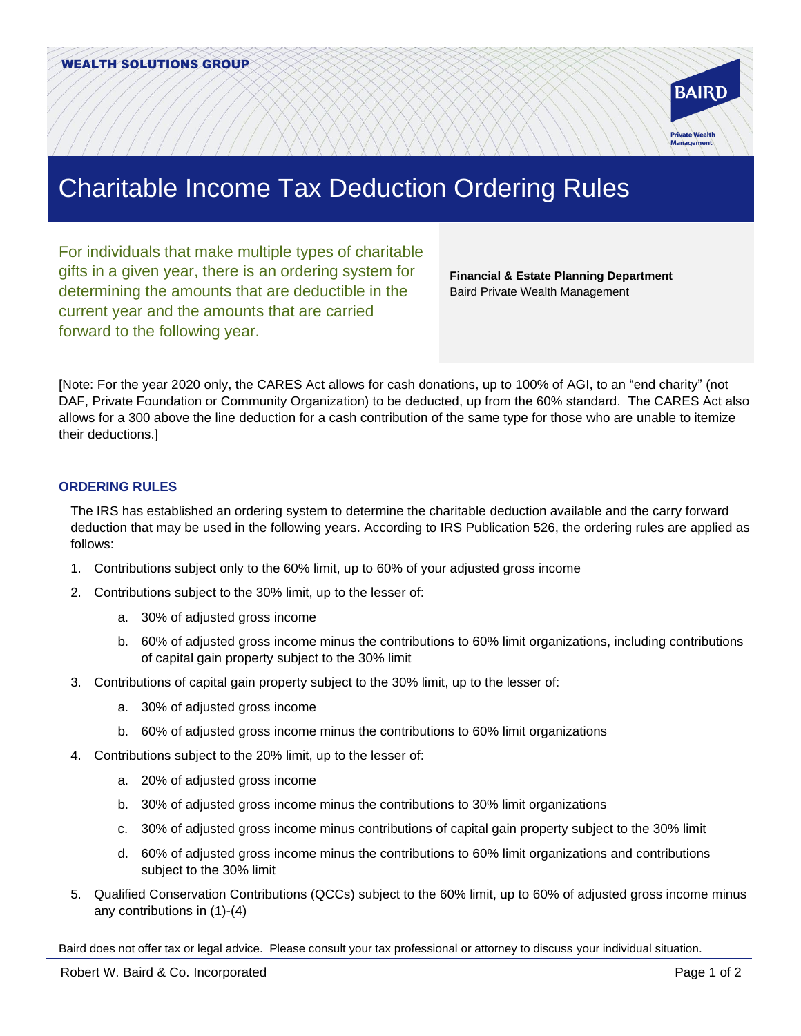WEALTH SOLUTIONS GROUP

# Charitable Income Tax Deduction Ordering Rules

For individuals that make multiple types of charitable gifts in a given year, there is an ordering system for determining the amounts that are deductible in the current year and the amounts that are carried forward to the following year.

**Financial & Estate Planning Department**
Baird Private Wealth Management

[Note: For the year 2020 only, the CARES Act allows for cash donations, up to 100% of AGI, to an "end charity" (not DAF, Private Foundation or Community Organization) to be deducted, up from the 60% standard. The CARES Act also allows for a 300 above the line deduction for a cash contribution of the same type for those who are unable to itemize their deductions.]

### ORDERING RULES

The IRS has established an ordering system to determine the charitable deduction available and the carry forward deduction that may be used in the following years. According to IRS Publication 526, the ordering rules are applied as follows:

1. Contributions subject only to the 60% limit, up to 60% of your adjusted gross income
2. Contributions subject to the 30% limit, up to the lesser of:
   a. 30% of adjusted gross income
   b. 60% of adjusted gross income minus the contributions to 60% limit organizations, including contributions of capital gain property subject to the 30% limit
3. Contributions of capital gain property subject to the 30% limit, up to the lesser of:
   a. 30% of adjusted gross income
   b. 60% of adjusted gross income minus the contributions to 60% limit organizations
4. Contributions subject to the 20% limit, up to the lesser of:
   a. 20% of adjusted gross income
   b. 30% of adjusted gross income minus the contributions to 30% limit organizations
   c. 30% of adjusted gross income minus contributions of capital gain property subject to the 30% limit
   d. 60% of adjusted gross income minus the contributions to 60% limit organizations and contributions subject to the 30% limit
5. Qualified Conservation Contributions (QCCs) subject to the 60% limit, up to 60% of adjusted gross income minus any contributions in (1)-(4)

Baird does not offer tax or legal advice. Please consult your tax professional or attorney to discuss your individual situation.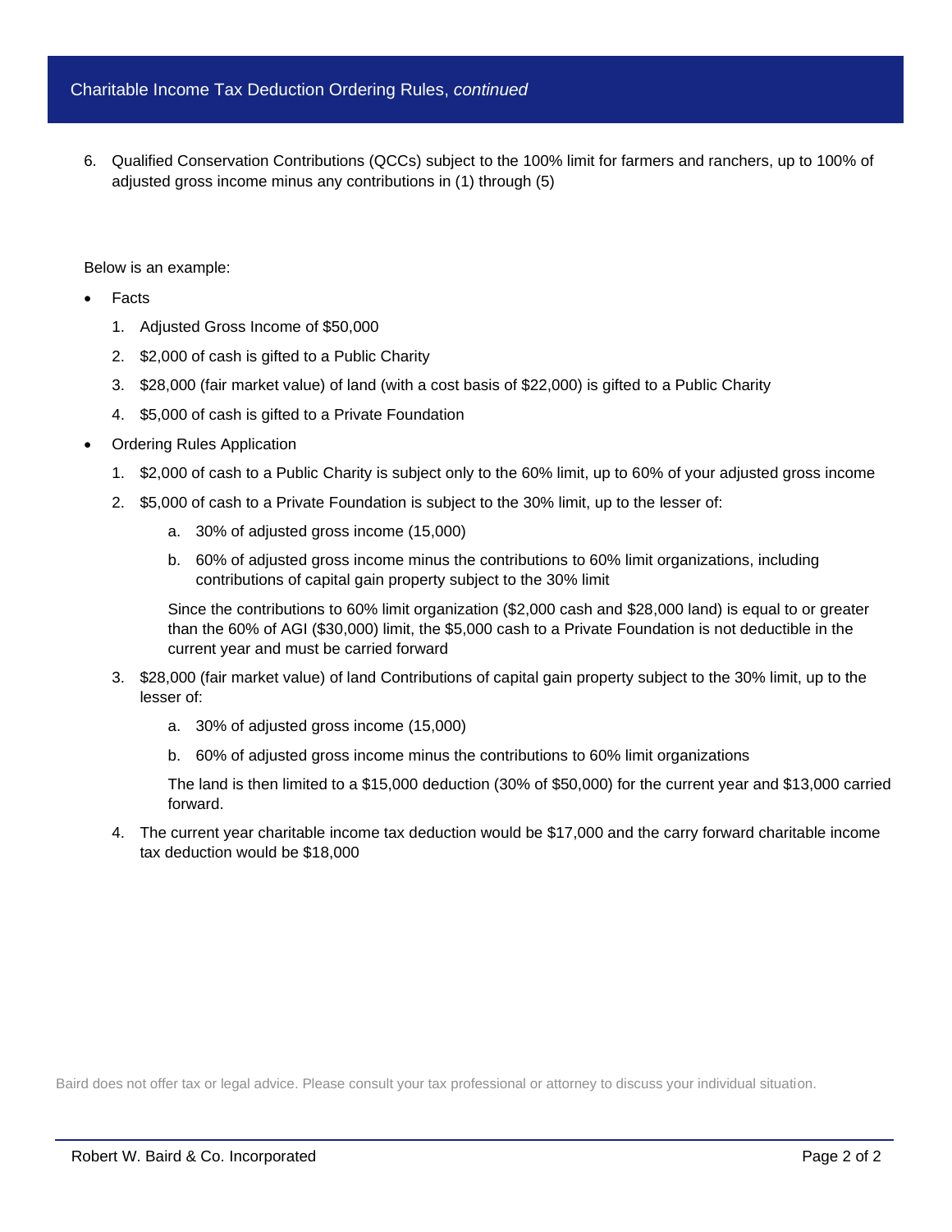## Charitable Income Tax Deduction Ordering Rules, *continued*

6. Qualified Conservation Contributions (QCCs) subject to the 100% limit for farmers and ranchers, up to 100% of adjusted gross income minus any contributions in (1) through (5)

Below is an example:

- Facts
  1. Adjusted Gross Income of $50,000
  2. $2,000 of cash is gifted to a Public Charity
  3. $28,000 (fair market value) of land (with a cost basis of $22,000) is gifted to a Public Charity
  4. $5,000 of cash is gifted to a Private Foundation
- Ordering Rules Application
  1. $2,000 of cash to a Public Charity is subject only to the 60% limit, up to 60% of your adjusted gross income
  2. $5,000 of cash to a Private Foundation is subject to the 30% limit, up to the lesser of:
     a. 30% of adjusted gross income (15,000)
     b. 60% of adjusted gross income minus the contributions to 60% limit organizations, including contributions of capital gain property subject to the 30% limit

     Since the contributions to 60% limit organization ($2,000 cash and $28,000 land) is equal to or greater than the 60% of AGI ($30,000) limit, the $5,000 cash to a Private Foundation is not deductible in the current year and must be carried forward
  3. $28,000 (fair market value) of land Contributions of capital gain property subject to the 30% limit, up to the lesser of:
     a. 30% of adjusted gross income (15,000)
     b. 60% of adjusted gross income minus the contributions to 60% limit organizations

     The land is then limited to a $15,000 deduction (30% of $50,000) for the current year and $13,000 carried forward.
  4. The current year charitable income tax deduction would be $17,000 and the carry forward charitable income tax deduction would be $18,000

Baird does not offer tax or legal advice. Please consult your tax professional or attorney to discuss your individual situation.